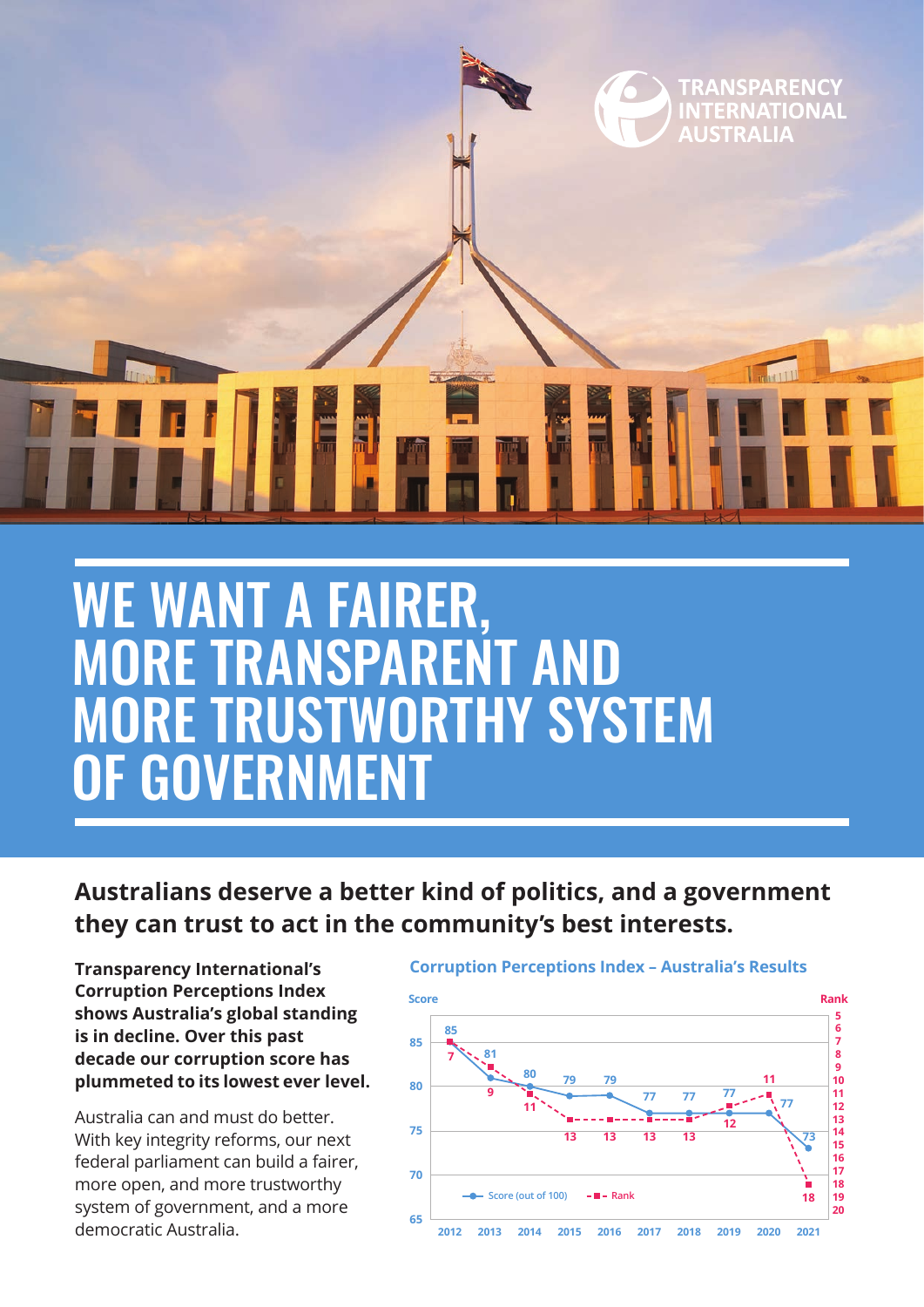TRANSPARENCY INTERNATIONAL AUSTRALIA

# WE WANT A FAIRER, MORE TRANSPARENT AND MORE TRUSTWORTHY SYSTEM OF GOVERNMENT

## Australians deserve a better kind of politics, and a government they can trust to act in the community's best interests.

**Transparency International's Corruption Perceptions Index shows Australia's global standing is in decline. Over this past decade our corruption score has plummeted to its lowest ever level.**

Australia can and must do better. With key integrity reforms, our next federal parliament can build a fairer, more open, and more trustworthy system of government, and a more democratic Australia.

### Corruption Perceptions Index – Australia's Results

| Year | Score (out of 100) | Rank |
| --- | --- | --- |
| 2012 | 85 | 7 |
| 2013 | 81 | 9 |
| 2014 | 80 | 11 |
| 2015 | 79 | 13 |
| 2016 | 79 | 13 |
| 2017 | 77 | 13 |
| 2018 | 77 | 13 |
| 2019 | 77 | 12 |
| 2020 | 77 | 11 |
| 2021 | 73 | 18 |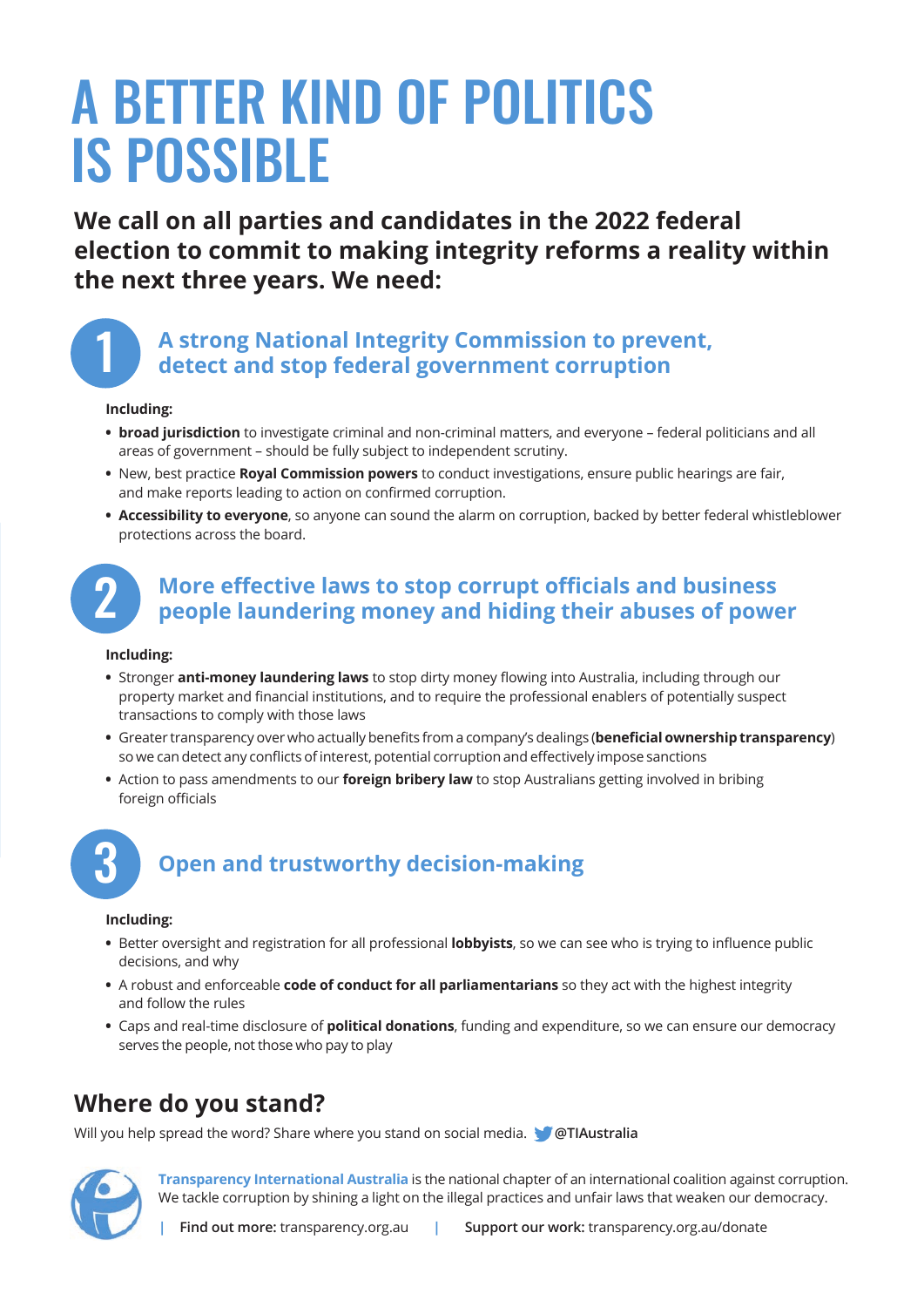# A BETTER KIND OF POLITICS IS POSSIBLE

**We call on all parties and candidates in the 2022 federal election to commit to making integrity reforms a reality within the next three years. We need:**

## 1 A strong National Integrity Commission to prevent, detect and stop federal government corruption

**Including:**

- **broad jurisdiction** to investigate criminal and non-criminal matters, and everyone – federal politicians and all areas of government – should be fully subject to independent scrutiny.
- New, best practice **Royal Commission powers** to conduct investigations, ensure public hearings are fair, and make reports leading to action on confirmed corruption.
- **Accessibility to everyone**, so anyone can sound the alarm on corruption, backed by better federal whistleblower protections across the board.

## 2 More effective laws to stop corrupt officials and business people laundering money and hiding their abuses of power

**Including:**

- Stronger **anti-money laundering laws** to stop dirty money flowing into Australia, including through our property market and financial institutions, and to require the professional enablers of potentially suspect transactions to comply with those laws
- Greater transparency over who actually benefits from a company's dealings (**beneficial ownership transparency**) so we can detect any conflicts of interest, potential corruption and effectively impose sanctions
- Action to pass amendments to our **foreign bribery law** to stop Australians getting involved in bribing foreign officials

## 3 Open and trustworthy decision-making

**Including:**

- Better oversight and registration for all professional **lobbyists**, so we can see who is trying to influence public decisions, and why
- A robust and enforceable **code of conduct for all parliamentarians** so they act with the highest integrity and follow the rules
- Caps and real-time disclosure of **political donations**, funding and expenditure, so we can ensure our democracy serves the people, not those who pay to play

## Where do you stand?

Will you help spread the word? Share where you stand on social media. @TIAustralia

**Transparency International Australia** is the national chapter of an international coalition against corruption. We tackle corruption by shining a light on the illegal practices and unfair laws that weaken our democracy.

| **Find out more:** transparency.org.au | **Support our work:** transparency.org.au/donate